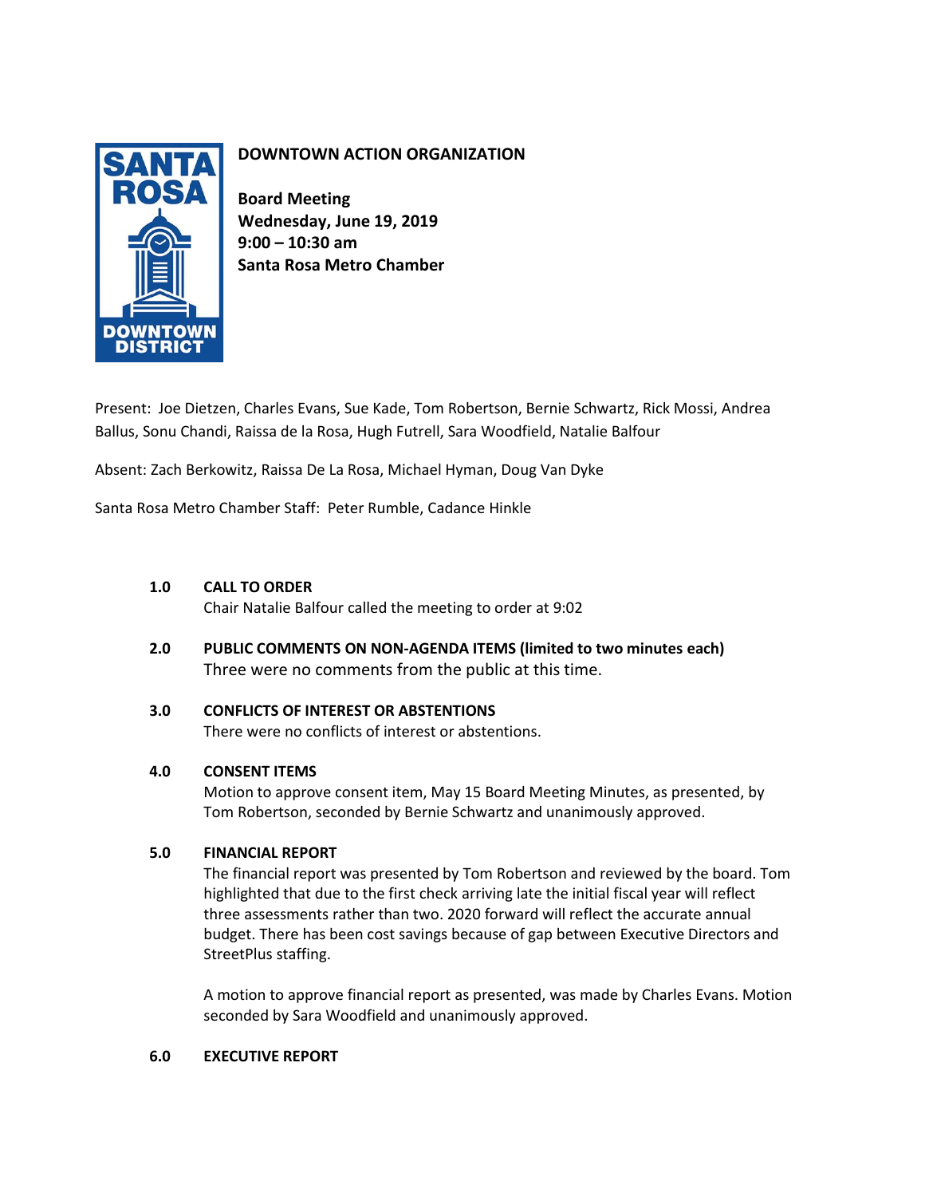# DOWNTOWN ACTION ORGANIZATION

**Board Meeting**
**Wednesday, June 19, 2019**
**9:00 – 10:30 am**
**Santa Rosa Metro Chamber**

Present: Joe Dietzen, Charles Evans, Sue Kade, Tom Robertson, Bernie Schwartz, Rick Mossi, Andrea Ballus, Sonu Chandi, Raissa de la Rosa, Hugh Futrell, Sara Woodfield, Natalie Balfour

Absent: Zach Berkowitz, Raissa De La Rosa, Michael Hyman, Doug Van Dyke

Santa Rosa Metro Chamber Staff: Peter Rumble, Cadance Hinkle

**1.0 CALL TO ORDER**

Chair Natalie Balfour called the meeting to order at 9:02

**2.0 PUBLIC COMMENTS ON NON-AGENDA ITEMS (limited to two minutes each)**

Three were no comments from the public at this time.

**3.0 CONFLICTS OF INTEREST OR ABSTENTIONS**

There were no conflicts of interest or abstentions.

**4.0 CONSENT ITEMS**

Motion to approve consent item, May 15 Board Meeting Minutes, as presented, by Tom Robertson, seconded by Bernie Schwartz and unanimously approved.

**5.0 FINANCIAL REPORT**

The financial report was presented by Tom Robertson and reviewed by the board. Tom highlighted that due to the first check arriving late the initial fiscal year will reflect three assessments rather than two. 2020 forward will reflect the accurate annual budget. There has been cost savings because of gap between Executive Directors and StreetPlus staffing.

A motion to approve financial report as presented, was made by Charles Evans. Motion seconded by Sara Woodfield and unanimously approved.

**6.0 EXECUTIVE REPORT**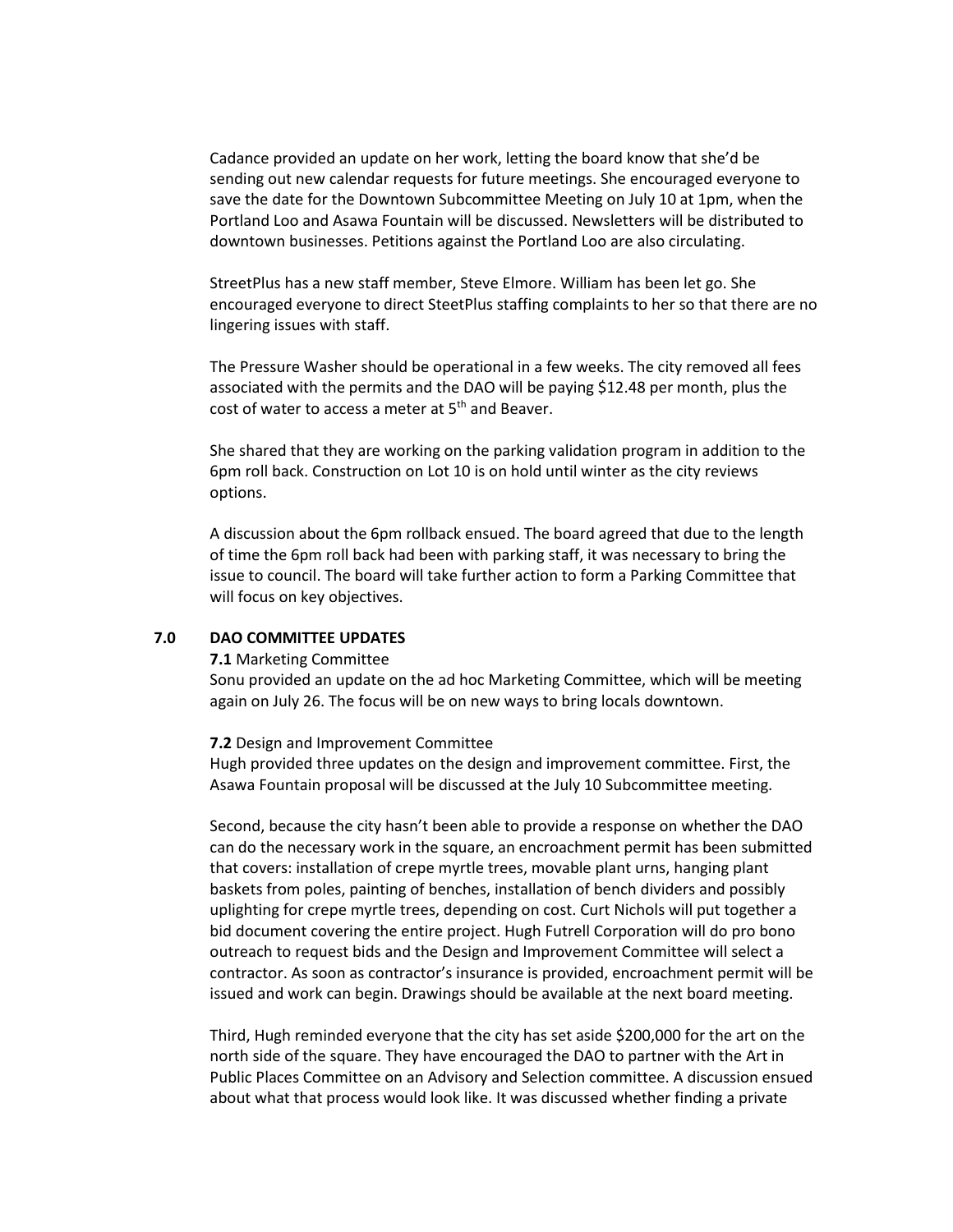Cadance provided an update on her work, letting the board know that she'd be sending out new calendar requests for future meetings. She encouraged everyone to save the date for the Downtown Subcommittee Meeting on July 10 at 1pm, when the Portland Loo and Asawa Fountain will be discussed. Newsletters will be distributed to downtown businesses. Petitions against the Portland Loo are also circulating.

StreetPlus has a new staff member, Steve Elmore. William has been let go. She encouraged everyone to direct SteetPlus staffing complaints to her so that there are no lingering issues with staff.

The Pressure Washer should be operational in a few weeks. The city removed all fees associated with the permits and the DAO will be paying $12.48 per month, plus the cost of water to access a meter at 5th and Beaver.

She shared that they are working on the parking validation program in addition to the 6pm roll back. Construction on Lot 10 is on hold until winter as the city reviews options.

A discussion about the 6pm rollback ensued. The board agreed that due to the length of time the 6pm roll back had been with parking staff, it was necessary to bring the issue to council. The board will take further action to form a Parking Committee that will focus on key objectives.

## 7.0 DAO COMMITTEE UPDATES

**7.1** Marketing Committee

Sonu provided an update on the ad hoc Marketing Committee, which will be meeting again on July 26. The focus will be on new ways to bring locals downtown.

**7.2** Design and Improvement Committee

Hugh provided three updates on the design and improvement committee. First, the Asawa Fountain proposal will be discussed at the July 10 Subcommittee meeting.

Second, because the city hasn't been able to provide a response on whether the DAO can do the necessary work in the square, an encroachment permit has been submitted that covers: installation of crepe myrtle trees, movable plant urns, hanging plant baskets from poles, painting of benches, installation of bench dividers and possibly uplighting for crepe myrtle trees, depending on cost. Curt Nichols will put together a bid document covering the entire project. Hugh Futrell Corporation will do pro bono outreach to request bids and the Design and Improvement Committee will select a contractor. As soon as contractor's insurance is provided, encroachment permit will be issued and work can begin. Drawings should be available at the next board meeting.

Third, Hugh reminded everyone that the city has set aside $200,000 for the art on the north side of the square. They have encouraged the DAO to partner with the Art in Public Places Committee on an Advisory and Selection committee. A discussion ensued about what that process would look like. It was discussed whether finding a private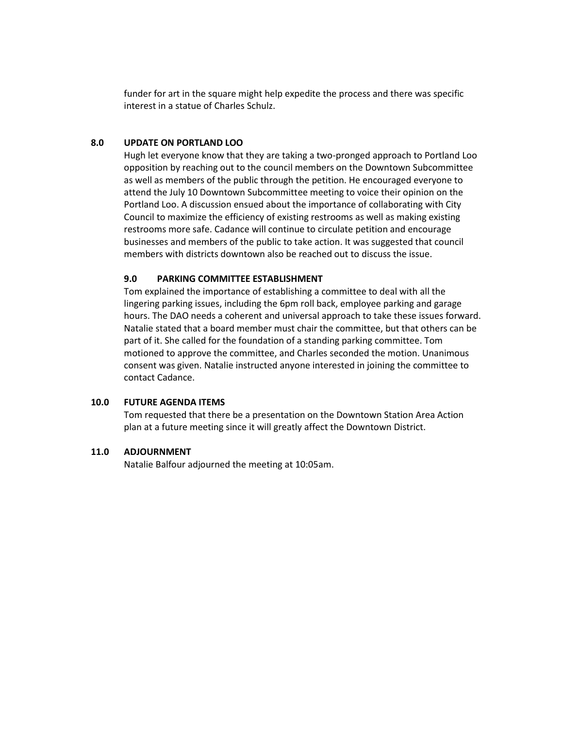funder for art in the square might help expedite the process and there was specific interest in a statue of Charles Schulz.

### 8.0 UPDATE ON PORTLAND LOO

Hugh let everyone know that they are taking a two-pronged approach to Portland Loo opposition by reaching out to the council members on the Downtown Subcommittee as well as members of the public through the petition. He encouraged everyone to attend the July 10 Downtown Subcommittee meeting to voice their opinion on the Portland Loo. A discussion ensued about the importance of collaborating with City Council to maximize the efficiency of existing restrooms as well as making existing restrooms more safe. Cadance will continue to circulate petition and encourage businesses and members of the public to take action. It was suggested that council members with districts downtown also be reached out to discuss the issue.

### 9.0 PARKING COMMITTEE ESTABLISHMENT

Tom explained the importance of establishing a committee to deal with all the lingering parking issues, including the 6pm roll back, employee parking and garage hours. The DAO needs a coherent and universal approach to take these issues forward. Natalie stated that a board member must chair the committee, but that others can be part of it. She called for the foundation of a standing parking committee. Tom motioned to approve the committee, and Charles seconded the motion. Unanimous consent was given. Natalie instructed anyone interested in joining the committee to contact Cadance.

### 10.0 FUTURE AGENDA ITEMS

Tom requested that there be a presentation on the Downtown Station Area Action plan at a future meeting since it will greatly affect the Downtown District.

### 11.0 ADJOURNMENT

Natalie Balfour adjourned the meeting at 10:05am.